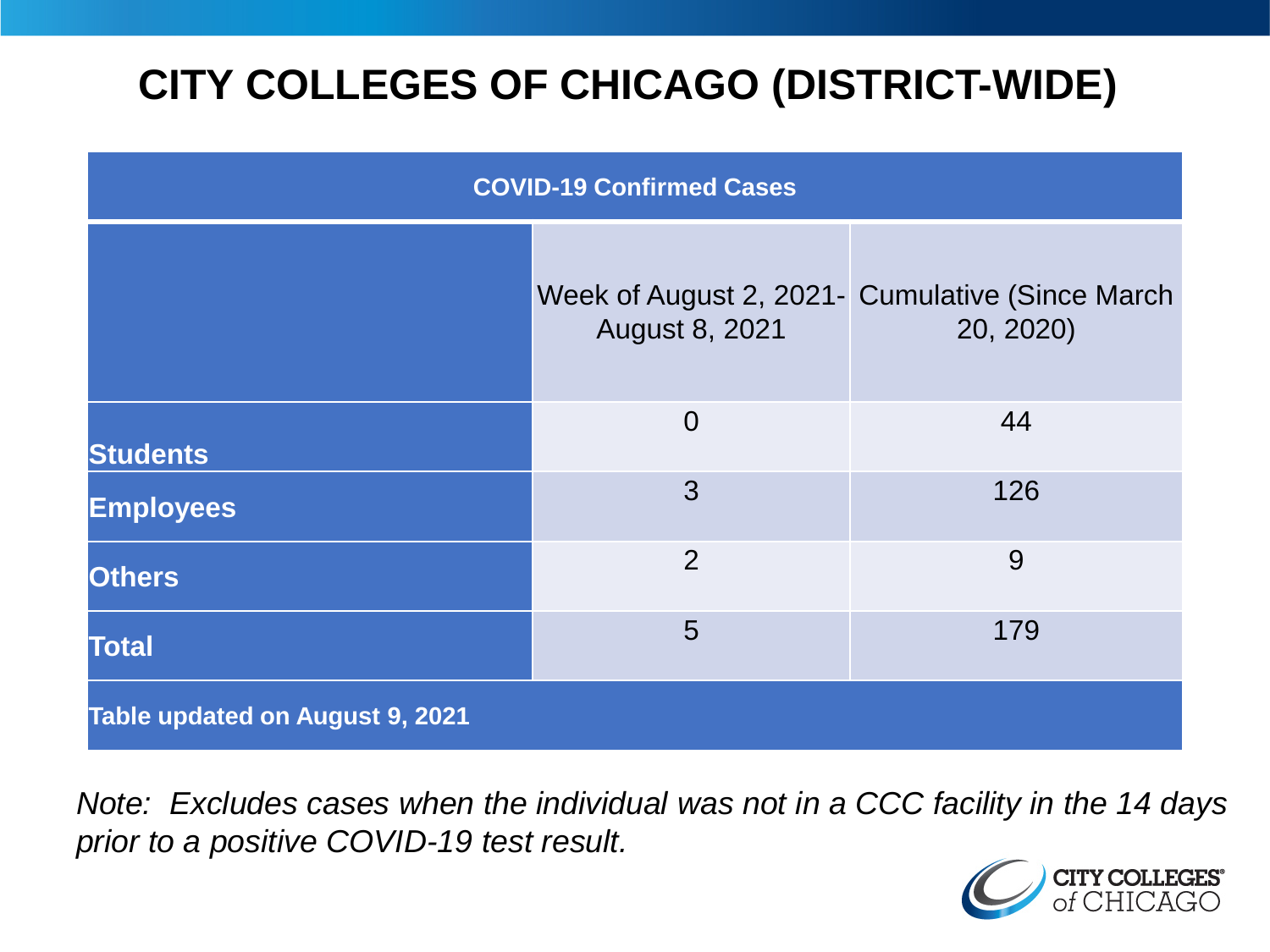# CITY COLLEGES OF CHICAGO (DISTRICT-WIDE)

| COVID-19 Confirmed Cases | | |
|---|---|---|
| | Week of August 2, 2021- August 8, 2021 | Cumulative (Since March 20, 2020) |
| **Students** | 0 | 44 |
| **Employees** | 3 | 126 |
| **Others** | 2 | 9 |
| **Total** | 5 | 179 |
| **Table updated on August 9, 2021** | | |

*Note: Excludes cases when the individual was not in a CCC facility in the 14 days prior to a positive COVID-19 test result.*

CITY COLLEGES of CHICAGO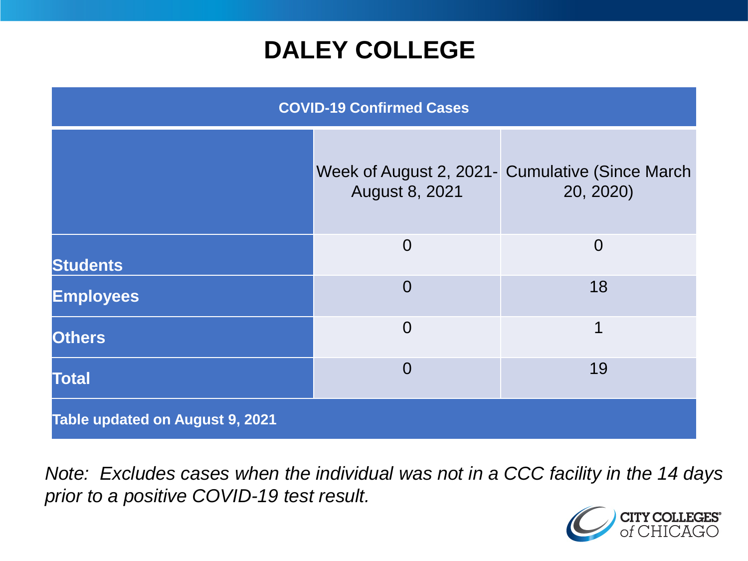# DALEY COLLEGE

| COVID-19 Confirmed Cases | | |
|---|---|---|
| | Week of August 2, 2021- August 8, 2021 | Cumulative (Since March 20, 2020) |
| **Students** | 0 | 0 |
| **Employees** | 0 | 18 |
| **Others** | 0 | 1 |
| **Total** | 0 | 19 |

**Table updated on August 9, 2021**

*Note: Excludes cases when the individual was not in a CCC facility in the 14 days prior to a positive COVID-19 test result.*

CITY COLLEGES of CHICAGO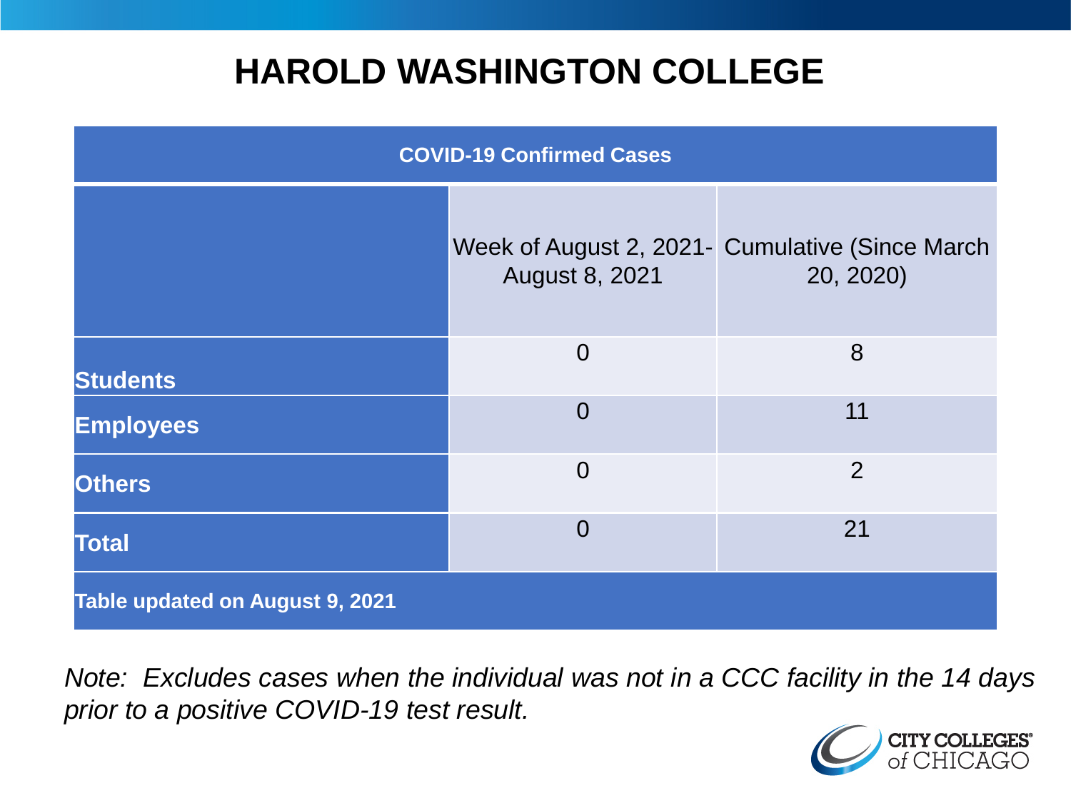# HAROLD WASHINGTON COLLEGE

| COVID-19 Confirmed Cases | | |
|---|---|---|
| | Week of August 2, 2021- August 8, 2021 | Cumulative (Since March 20, 2020) |
| **Students** | 0 | 8 |
| **Employees** | 0 | 11 |
| **Others** | 0 | 2 |
| **Total** | 0 | 21 |
| **Table updated on August 9, 2021** | | |

*Note: Excludes cases when the individual was not in a CCC facility in the 14 days prior to a positive COVID-19 test result.*

CITY COLLEGES of CHICAGO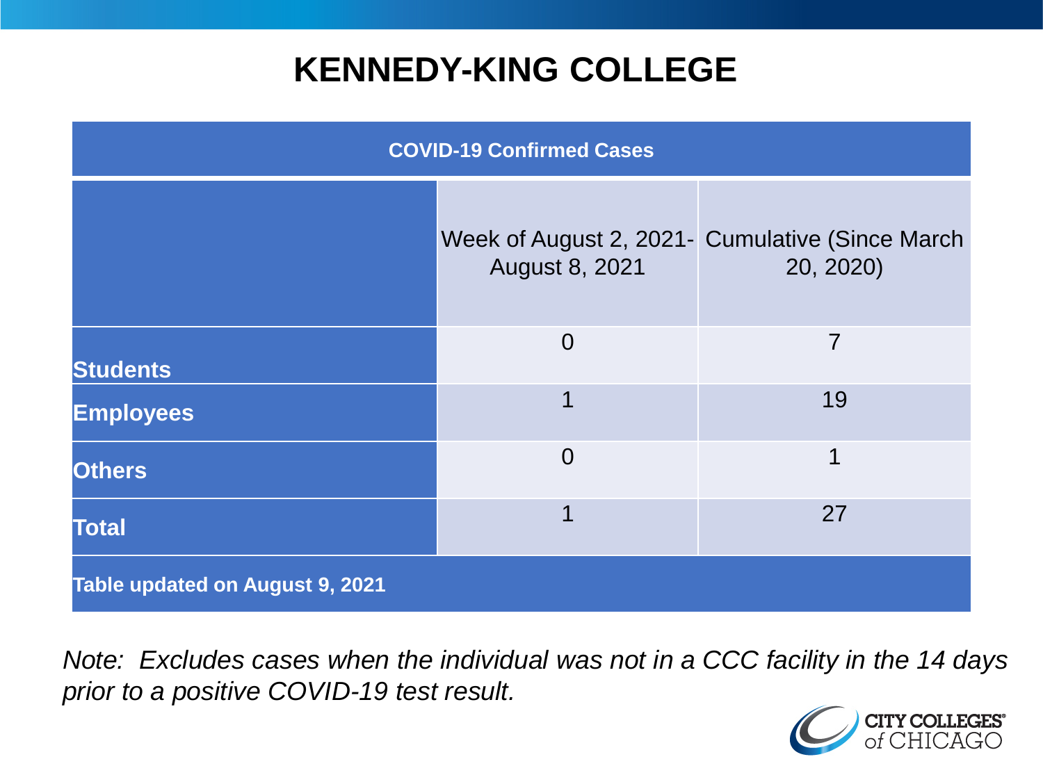# KENNEDY-KING COLLEGE

| COVID-19 Confirmed Cases | | |
|---|---|---|
| | Week of August 2, 2021- August 8, 2021 | Cumulative (Since March 20, 2020) |
| **Students** | 0 | 7 |
| **Employees** | 1 | 19 |
| **Others** | 0 | 1 |
| **Total** | 1 | 27 |
| **Table updated on August 9, 2021** | | |

*Note: Excludes cases when the individual was not in a CCC facility in the 14 days prior to a positive COVID-19 test result.*

CITY COLLEGES of CHICAGO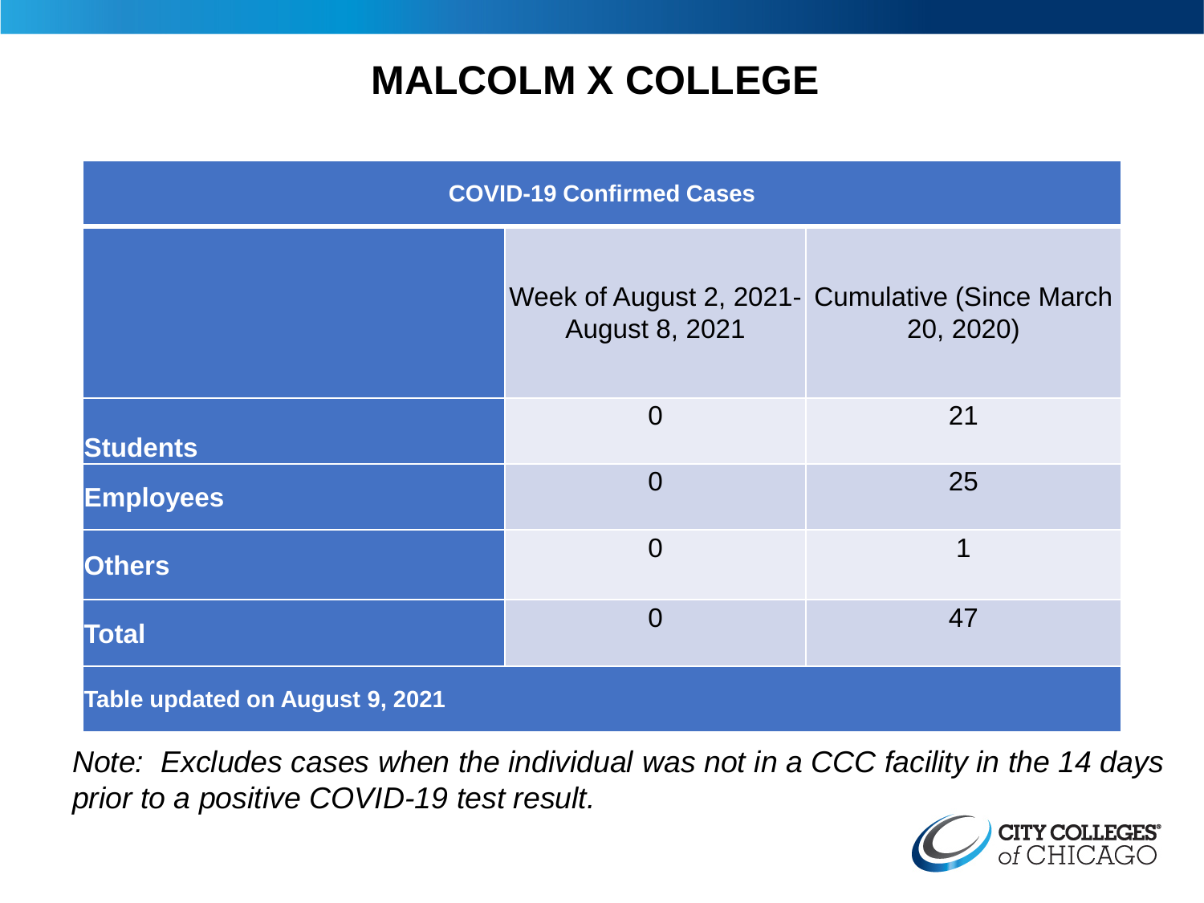# MALCOLM X COLLEGE

| COVID-19 Confirmed Cases | | |
|---|---|---|
| | Week of August 2, 2021- August 8, 2021 | Cumulative (Since March 20, 2020) |
| **Students** | 0 | 21 |
| **Employees** | 0 | 25 |
| **Others** | 0 | 1 |
| **Total** | 0 | 47 |
| **Table updated on August 9, 2021** | | |

*Note: Excludes cases when the individual was not in a CCC facility in the 14 days prior to a positive COVID-19 test result.*

CITY COLLEGES of CHICAGO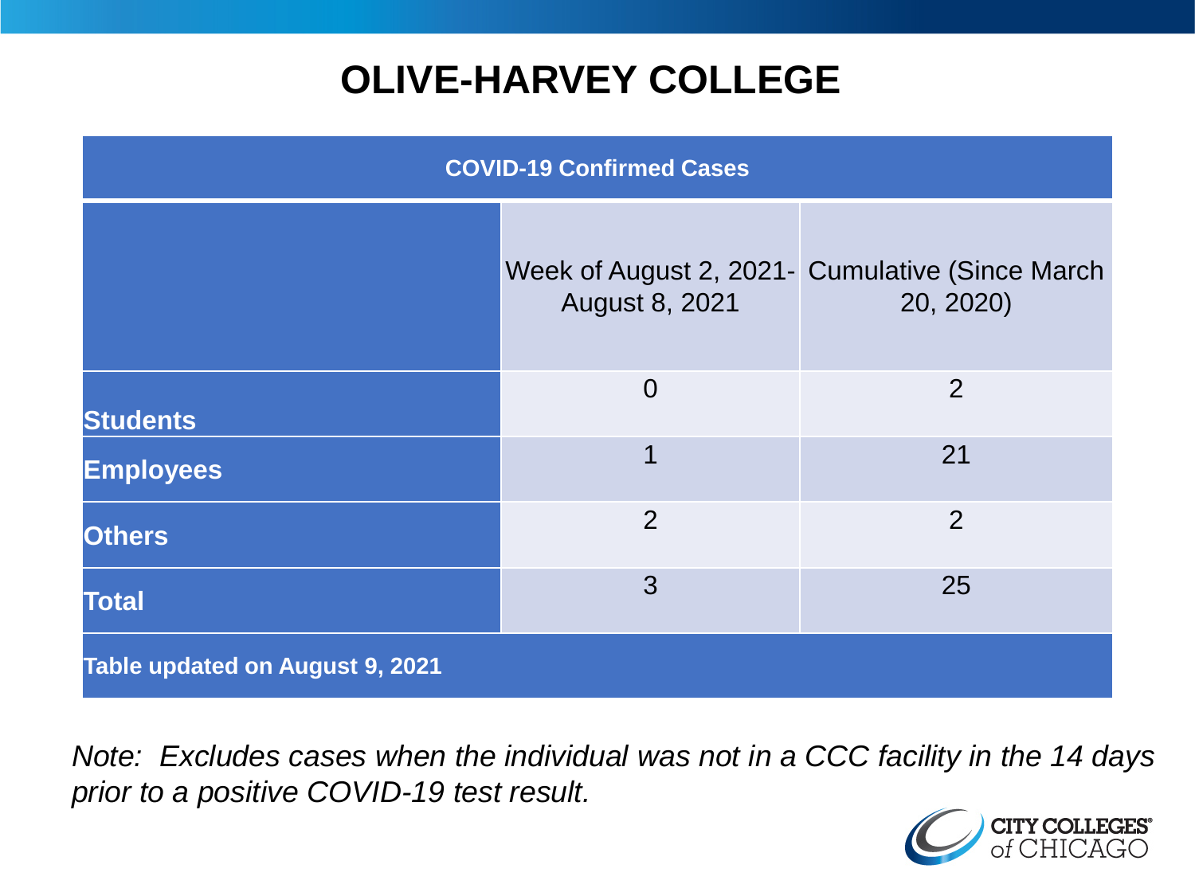# OLIVE-HARVEY COLLEGE

| COVID-19 Confirmed Cases | | |
|---|---|---|
| | Week of August 2, 2021- August 8, 2021 | Cumulative (Since March 20, 2020) |
| **Students** | 0 | 2 |
| **Employees** | 1 | 21 |
| **Others** | 2 | 2 |
| **Total** | 3 | 25 |

**Table updated on August 9, 2021**

*Note: Excludes cases when the individual was not in a CCC facility in the 14 days prior to a positive COVID-19 test result.*

CITY COLLEGES of CHICAGO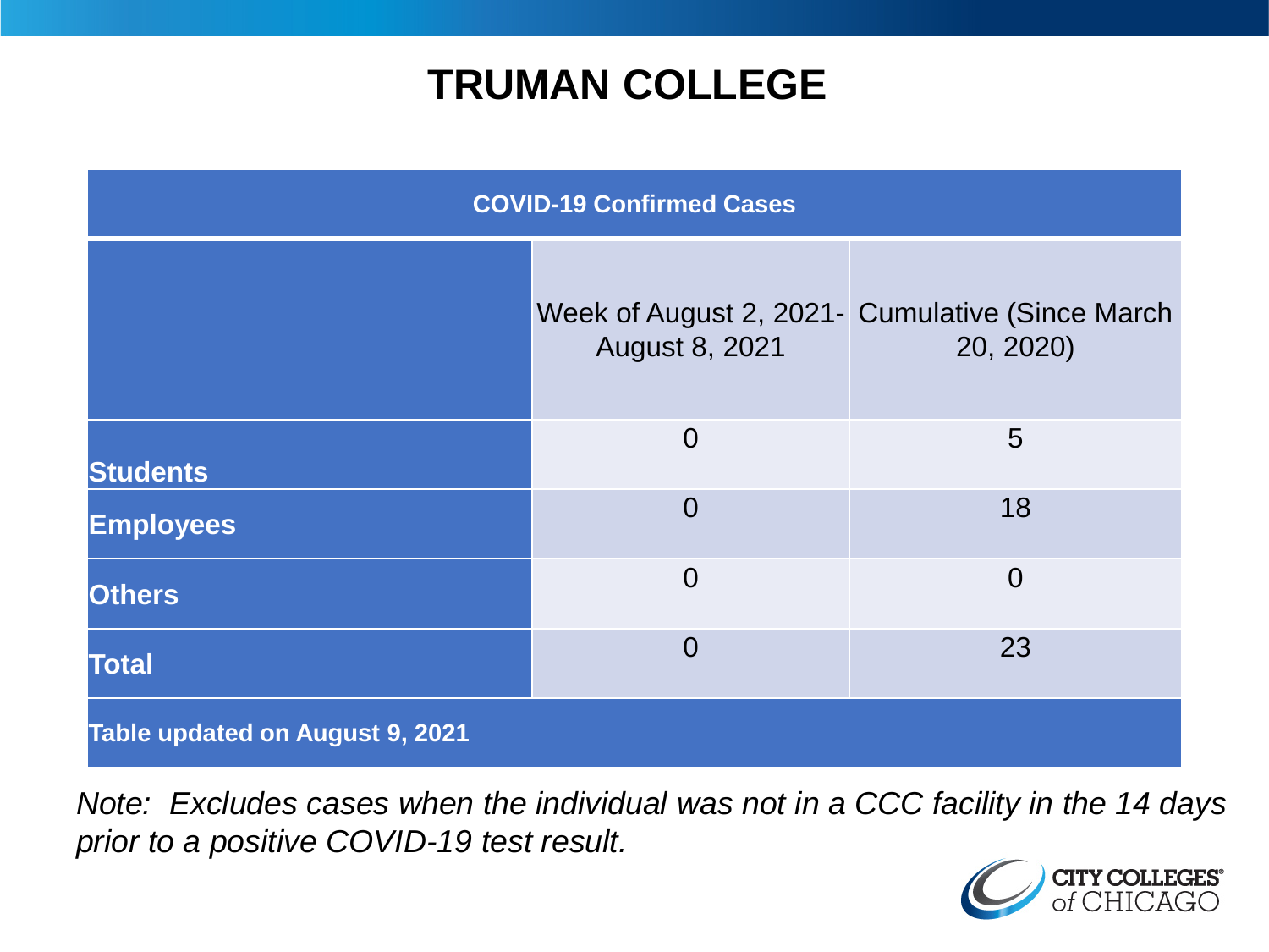# TRUMAN COLLEGE

| COVID-19 Confirmed Cases | | |
|---|---|---|
| | Week of August 2, 2021- August 8, 2021 | Cumulative (Since March 20, 2020) |
| **Students** | 0 | 5 |
| **Employees** | 0 | 18 |
| **Others** | 0 | 0 |
| **Total** | 0 | 23 |
| **Table updated on August 9, 2021** | | |

*Note: Excludes cases when the individual was not in a CCC facility in the 14 days prior to a positive COVID-19 test result.*

CITY COLLEGES of CHICAGO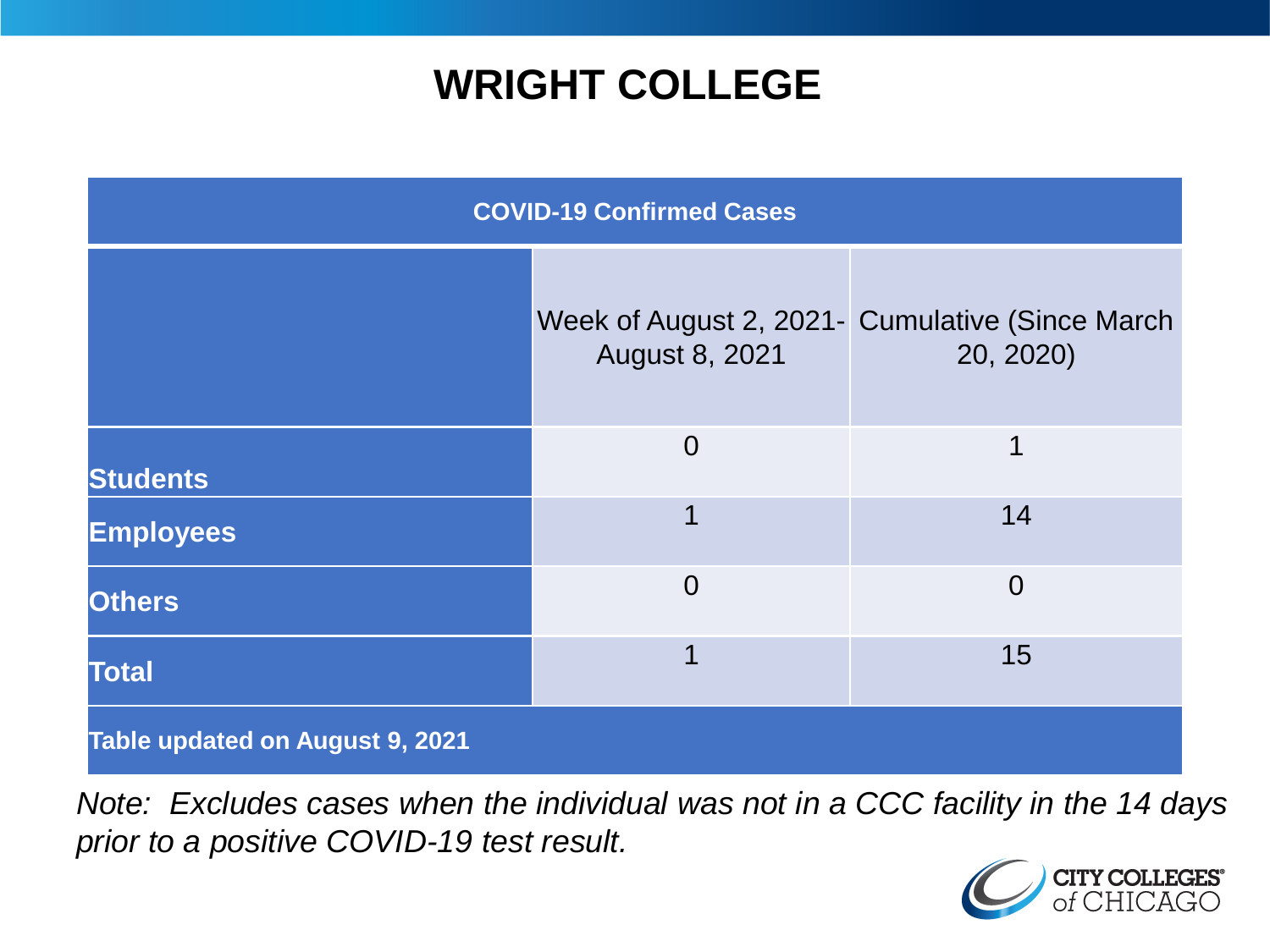# WRIGHT COLLEGE

| COVID-19 Confirmed Cases | | |
|---|---|---|
| | Week of August 2, 2021- August 8, 2021 | Cumulative (Since March 20, 2020) |
| **Students** | 0 | 1 |
| **Employees** | 1 | 14 |
| **Others** | 0 | 0 |
| **Total** | 1 | 15 |
| **Table updated on August 9, 2021** | | |

*Note: Excludes cases when the individual was not in a CCC facility in the 14 days prior to a positive COVID-19 test result.*

CITY COLLEGES of CHICAGO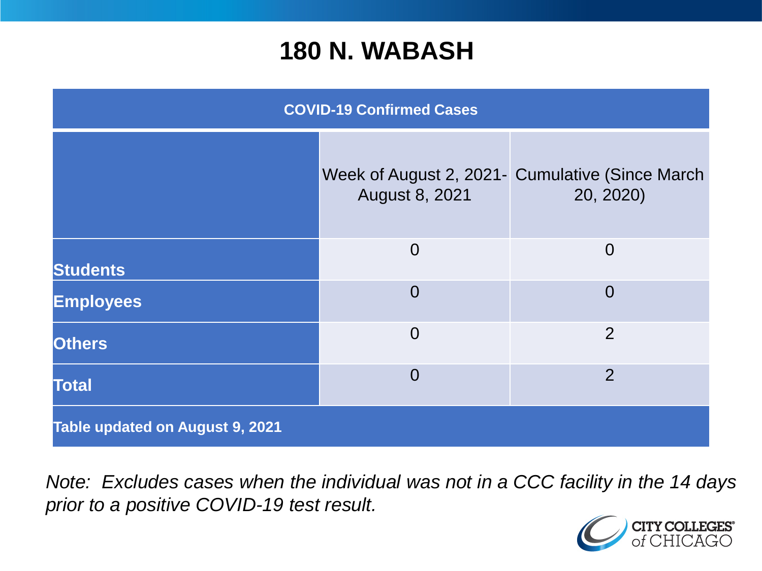# 180 N. WABASH

| COVID-19 Confirmed Cases | | |
|---|---|---|
| | Week of August 2, 2021- August 8, 2021 | Cumulative (Since March 20, 2020) |
| **Students** | 0 | 0 |
| **Employees** | 0 | 0 |
| **Others** | 0 | 2 |
| **Total** | 0 | 2 |
| **Table updated on August 9, 2021** | | |

*Note: Excludes cases when the individual was not in a CCC facility in the 14 days prior to a positive COVID-19 test result.*

CITY COLLEGES of CHICAGO